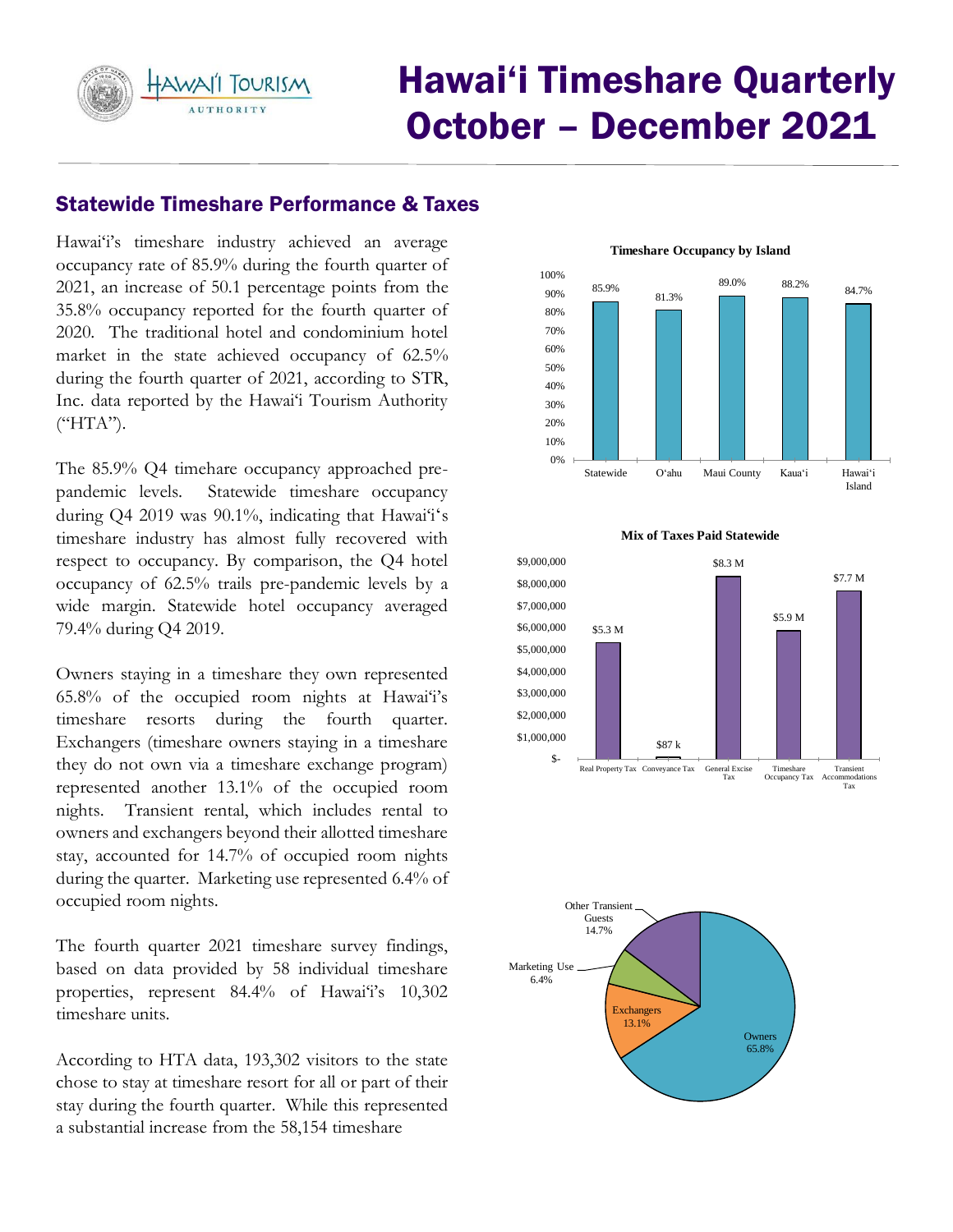# Hawai'i Timeshare Quarterly October – December 2021

## Statewide Timeshare Performance & Taxes

Hawai'i's timeshare industry achieved an average occupancy rate of 85.9% during the fourth quarter of 2021, an increase of 50.1 percentage points from the 35.8% occupancy reported for the fourth quarter of 2020. The traditional hotel and condominium hotel market in the state achieved occupancy of 62.5% during the fourth quarter of 2021, according to STR, Inc. data reported by the Hawai'i Tourism Authority ("HTA").

The 85.9% Q4 timehare occupancy approached pre-pandemic levels. Statewide timeshare occupancy during Q4 2019 was 90.1%, indicating that Hawai'i's timeshare industry has almost fully recovered with respect to occupancy. By comparison, the Q4 hotel occupancy of 62.5% trails pre-pandemic levels by a wide margin. Statewide hotel occupancy averaged 79.4% during Q4 2019.

Owners staying in a timeshare they own represented 65.8% of the occupied room nights at Hawai'i's timeshare resorts during the fourth quarter. Exchangers (timeshare owners staying in a timeshare they do not own via a timeshare exchange program) represented another 13.1% of the occupied room nights. Transient rental, which includes rental to owners and exchangers beyond their allotted timeshare stay, accounted for 14.7% of occupied room nights during the quarter. Marketing use represented 6.4% of occupied room nights.

The fourth quarter 2021 timeshare survey findings, based on data provided by 58 individual timeshare properties, represent 84.4% of Hawai'i's 10,302 timeshare units.

According to HTA data, 193,302 visitors to the state chose to stay at timeshare resort for all or part of their stay during the fourth quarter. While this represented a substantial increase from the 58,154 timeshare

**Timeshare Occupancy by Island**

100%
90%
80%
70%
60%
50%
40%
30%
20%
10%
0%

85.9% Statewide
81.3% O'ahu
89.0% Maui County
88.2% Kaua'i
84.7% Hawai'i Island

**Mix of Taxes Paid Statewide**

$9,000,000
$8,000,000
$7,000,000
$6,000,000
$5,000,000
$4,000,000
$3,000,000
$2,000,000
$1,000,000
$-

$5.3 M Real Property Tax
$87 k Conveyance Tax
$8.3 M General Excise Tax
$5.9 M Timeshare Occupancy Tax
$7.7 M Transient Accommodations Tax

Other Transient Guests 14.7%
Marketing Use 6.4%
Exchangers 13.1%
Owners 65.8%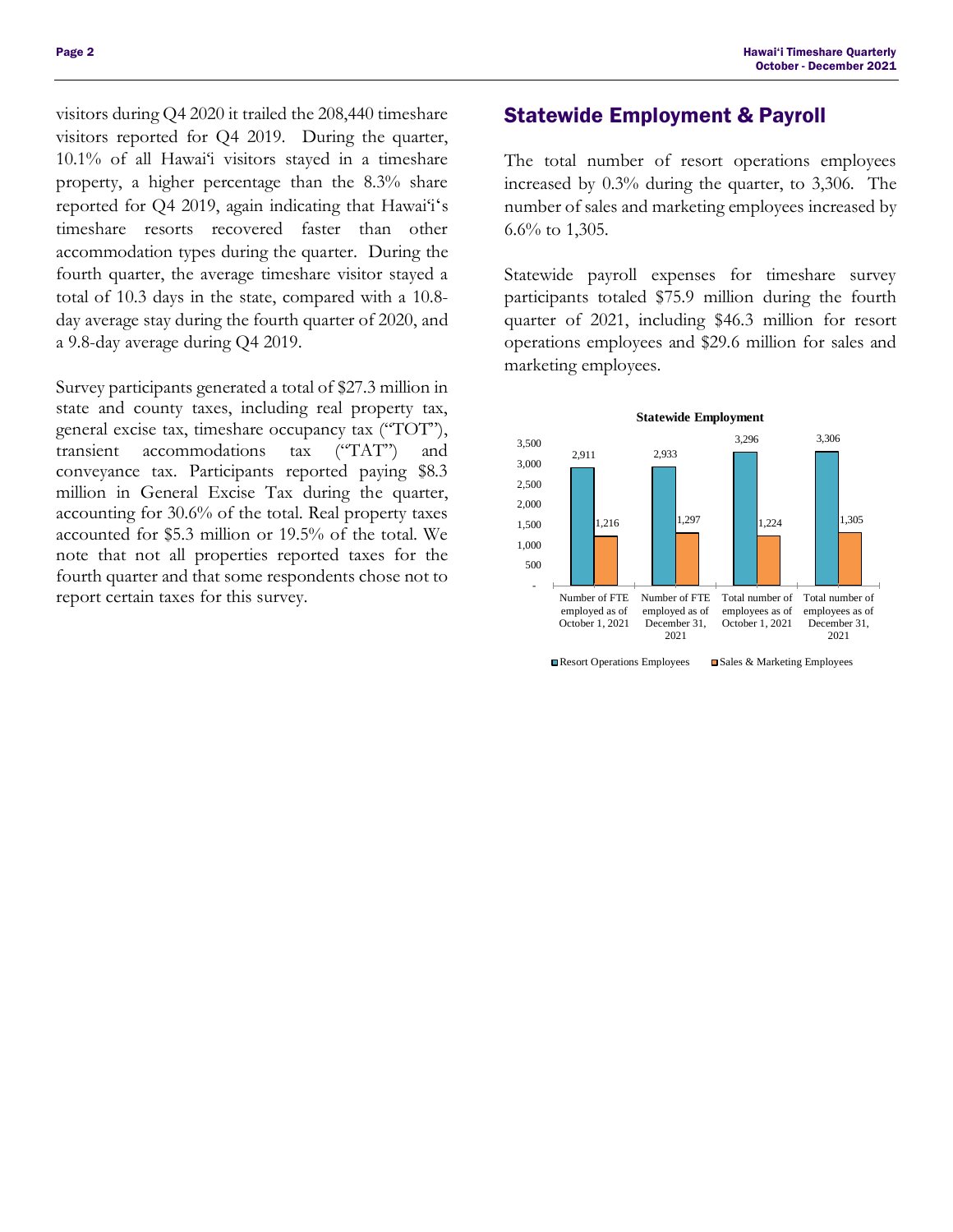visitors during Q4 2020 it trailed the 208,440 timeshare visitors reported for Q4 2019. During the quarter, 10.1% of all Hawai'i visitors stayed in a timeshare property, a higher percentage than the 8.3% share reported for Q4 2019, again indicating that Hawai'i's timeshare resorts recovered faster than other accommodation types during the quarter. During the fourth quarter, the average timeshare visitor stayed a total of 10.3 days in the state, compared with a 10.8-day average stay during the fourth quarter of 2020, and a 9.8-day average during Q4 2019.

Survey participants generated a total of $27.3 million in state and county taxes, including real property tax, general excise tax, timeshare occupancy tax ("TOT"), transient accommodations tax ("TAT") and conveyance tax. Participants reported paying $8.3 million in General Excise Tax during the quarter, accounting for 30.6% of the total. Real property taxes accounted for $5.3 million or 19.5% of the total. We note that not all properties reported taxes for the fourth quarter and that some respondents chose not to report certain taxes for this survey.

## Statewide Employment & Payroll

The total number of resort operations employees increased by 0.3% during the quarter, to 3,306. The number of sales and marketing employees increased by 6.6% to 1,305.

Statewide payroll expenses for timeshare survey participants totaled $75.9 million during the fourth quarter of 2021, including $46.3 million for resort operations employees and $29.6 million for sales and marketing employees.

Statewide Employment

3,500
3,000
2,500
2,000
1,500
1,000
500
-

Number of FTE employed as of October 1, 2021: 2,911; 1,216
Number of FTE employed as of December 31, 2021: 2,933; 1,297
Total number of employees as of October 1, 2021: 3,296; 1,224
Total number of employees as of December 31, 2021: 3,306; 1,305

Resort Operations Employees
Sales & Marketing Employees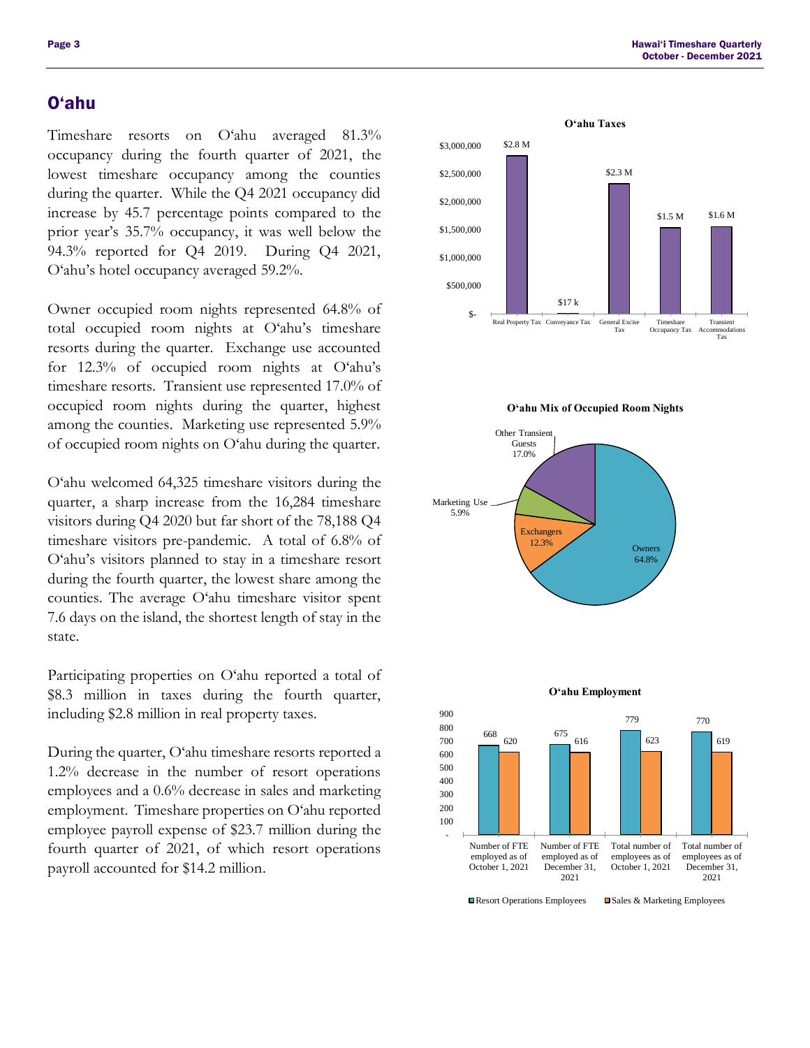## O'ahu

Timeshare resorts on O'ahu averaged 81.3% occupancy during the fourth quarter of 2021, the lowest timeshare occupancy among the counties during the quarter. While the Q4 2021 occupancy did increase by 45.7 percentage points compared to the prior year's 35.7% occupancy, it was well below the 94.3% reported for Q4 2019. During Q4 2021, O'ahu's hotel occupancy averaged 59.2%.

Owner occupied room nights represented 64.8% of total occupied room nights at O'ahu's timeshare resorts during the quarter. Exchange use accounted for 12.3% of occupied room nights at O'ahu's timeshare resorts. Transient use represented 17.0% of occupied room nights during the quarter, highest among the counties. Marketing use represented 5.9% of occupied room nights on O'ahu during the quarter.

O'ahu welcomed 64,325 timeshare visitors during the quarter, a sharp increase from the 16,284 timeshare visitors during Q4 2020 but far short of the 78,188 Q4 timeshare visitors pre-pandemic. A total of 6.8% of O'ahu's visitors planned to stay in a timeshare resort during the fourth quarter, the lowest share among the counties. The average O'ahu timeshare visitor spent 7.6 days on the island, the shortest length of stay in the state.

Participating properties on O'ahu reported a total of $8.3 million in taxes during the fourth quarter, including $2.8 million in real property taxes.

During the quarter, O'ahu timeshare resorts reported a 1.2% decrease in the number of resort operations employees and a 0.6% decrease in sales and marketing employment. Timeshare properties on O'ahu reported employee payroll expense of $23.7 million during the fourth quarter of 2021, of which resort operations payroll accounted for $14.2 million.

**O'ahu Taxes**

$3,000,000
$2,500,000
$2,000,000
$1,500,000
$1,000,000
$500,000
$-

Real Property Tax: $2.8 M
Conveyance Tax: $17 k
General Excise Tax: $2.3 M
Timeshare Occupancy Tax: $1.5 M
Transient Accommodations Tax: $1.6 M

**O'ahu Mix of Occupied Room Nights**

Owners 64.8%
Exchangers 12.3%
Marketing Use 5.9%
Other Transient Guests 17.0%

**O'ahu Employment**

900
800
700
600
500
400
300
200
100
-

Number of FTE employed as of October 1, 2021: 668, 620
Number of FTE employed as of December 31, 2021: 675, 616
Total number of employees as of October 1, 2021: 779, 623
Total number of employees as of December 31, 2021: 770, 619

Resort Operations Employees
Sales & Marketing Employees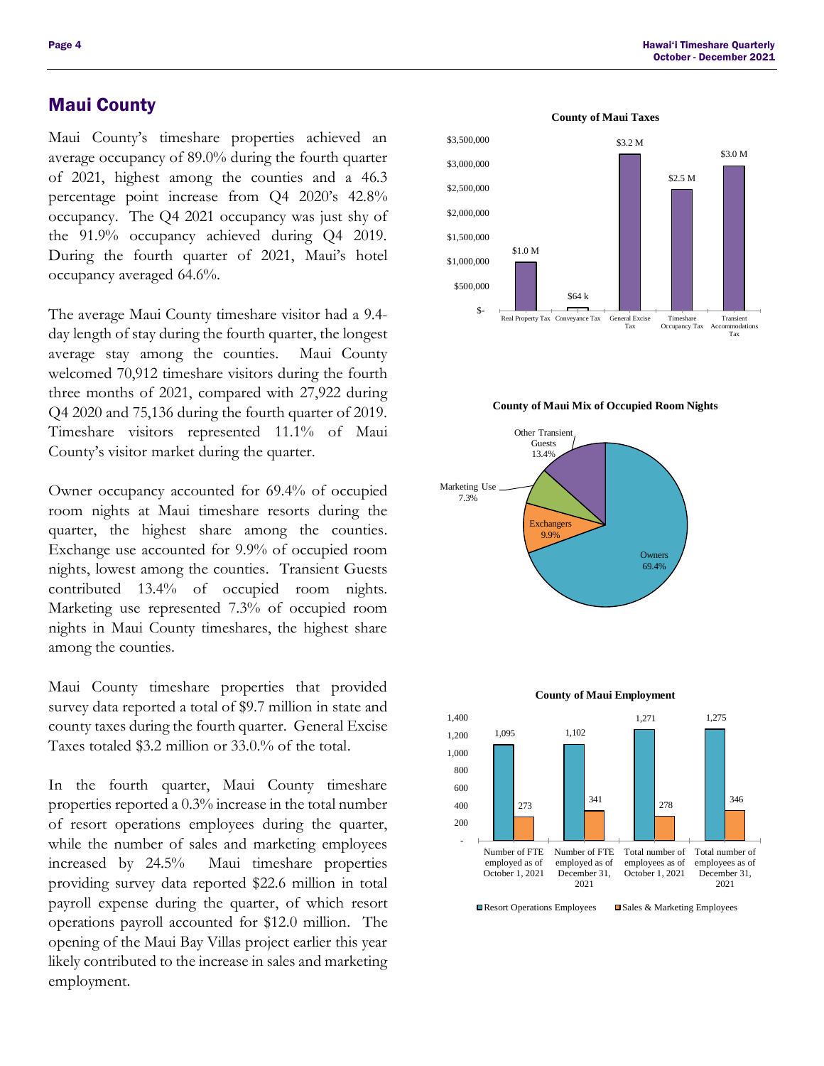## Maui County

Maui County's timeshare properties achieved an average occupancy of 89.0% during the fourth quarter of 2021, highest among the counties and a 46.3 percentage point increase from Q4 2020's 42.8% occupancy. The Q4 2021 occupancy was just shy of the 91.9% occupancy achieved during Q4 2019. During the fourth quarter of 2021, Maui's hotel occupancy averaged 64.6%.

The average Maui County timeshare visitor had a 9.4-day length of stay during the fourth quarter, the longest average stay among the counties. Maui County welcomed 70,912 timeshare visitors during the fourth three months of 2021, compared with 27,922 during Q4 2020 and 75,136 during the fourth quarter of 2019. Timeshare visitors represented 11.1% of Maui County's visitor market during the quarter.

Owner occupancy accounted for 69.4% of occupied room nights at Maui timeshare resorts during the quarter, the highest share among the counties. Exchange use accounted for 9.9% of occupied room nights, lowest among the counties. Transient Guests contributed 13.4% of occupied room nights. Marketing use represented 7.3% of occupied room nights in Maui County timeshares, the highest share among the counties.

Maui County timeshare properties that provided survey data reported a total of $9.7 million in state and county taxes during the fourth quarter. General Excise Taxes totaled $3.2 million or 33.0.% of the total.

In the fourth quarter, Maui County timeshare properties reported a 0.3% increase in the total number of resort operations employees during the quarter, while the number of sales and marketing employees increased by 24.5% Maui timeshare properties providing survey data reported $22.6 million in total payroll expense during the quarter, of which resort operations payroll accounted for $12.0 million. The opening of the Maui Bay Villas project earlier this year likely contributed to the increase in sales and marketing employment.

**County of Maui Taxes**

$3,500,000
$3,000,000
$2,500,000
$2,000,000
$1,500,000
$1,000,000
$500,000
$-

Real Property Tax: $1.0 M
Conveyance Tax: $64 k
General Excise Tax: $3.2 M
Timeshare Occupancy Tax: $2.5 M
Transient Accommodations Tax: $3.0 M

**County of Maui Mix of Occupied Room Nights**

Owners 69.4%
Exchangers 9.9%
Marketing Use 7.3%
Other Transient Guests 13.4%

**County of Maui Employment**

1,400
1,200
1,000
800
600
400
200
-

Number of FTE employed as of October 1, 2021: 1,095; 273
Number of FTE employed as of December 31, 2021: 1,102; 341
Total number of employees as of October 1, 2021: 1,271; 278
Total number of employees as of December 31, 2021: 1,275; 346

Resort Operations Employees
Sales & Marketing Employees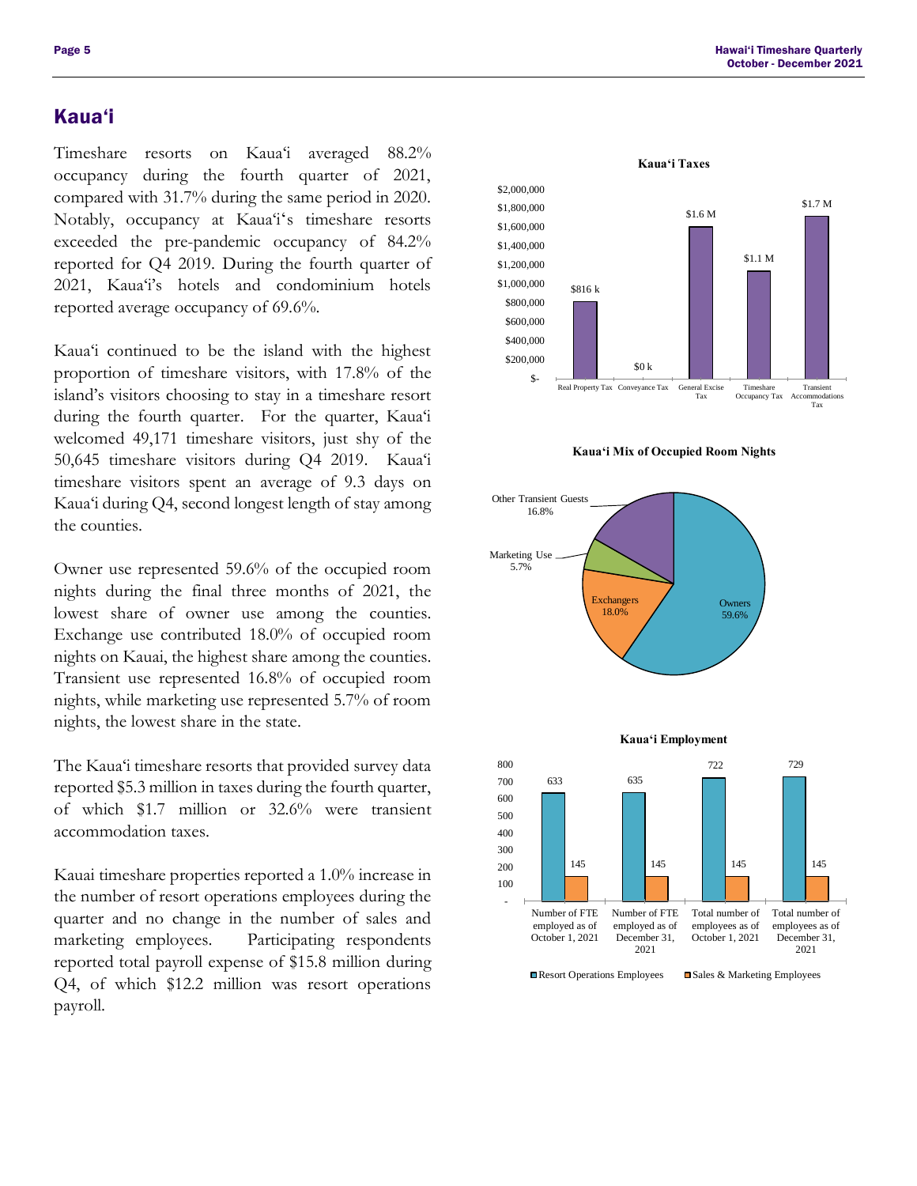## Kauaʻi

Timeshare resorts on Kauaʻi averaged 88.2% occupancy during the fourth quarter of 2021, compared with 31.7% during the same period in 2020. Notably, occupancy at Kauaʻi's timeshare resorts exceeded the pre-pandemic occupancy of 84.2% reported for Q4 2019. During the fourth quarter of 2021, Kauaʻi's hotels and condominium hotels reported average occupancy of 69.6%.

Kauaʻi continued to be the island with the highest proportion of timeshare visitors, with 17.8% of the island's visitors choosing to stay in a timeshare resort during the fourth quarter. For the quarter, Kauaʻi welcomed 49,171 timeshare visitors, just shy of the 50,645 timeshare visitors during Q4 2019. Kauaʻi timeshare visitors spent an average of 9.3 days on Kauaʻi during Q4, second longest length of stay among the counties.

Owner use represented 59.6% of the occupied room nights during the final three months of 2021, the lowest share of owner use among the counties. Exchange use contributed 18.0% of occupied room nights on Kauai, the highest share among the counties. Transient use represented 16.8% of occupied room nights, while marketing use represented 5.7% of room nights, the lowest share in the state.

The Kauaʻi timeshare resorts that provided survey data reported $5.3 million in taxes during the fourth quarter, of which $1.7 million or 32.6% were transient accommodation taxes.

Kauai timeshare properties reported a 1.0% increase in the number of resort operations employees during the quarter and no change in the number of sales and marketing employees. Participating respondents reported total payroll expense of $15.8 million during Q4, of which $12.2 million was resort operations payroll.

**Kauaʻi Taxes**

$2,000,000
$1,800,000
$1,600,000
$1,400,000
$1,200,000
$1,000,000
$800,000
$600,000
$400,000
$200,000
$-

$816 k
$0 k
$1.6 M
$1.1 M
$1.7 M

Real Property Tax
Conveyance Tax
General Excise Tax
Timeshare Occupancy Tax
Transient Accommodations Tax

**Kauaʻi Mix of Occupied Room Nights**

Other Transient Guests 16.8%
Marketing Use 5.7%
Exchangers 18.0%
Owners 59.6%

**Kauaʻi Employment**

800
700
600
500
400
300
200
100
-

633
145
635
145
722
145
729
145

Number of FTE employed as of October 1, 2021
Number of FTE employed as of December 31, 2021
Total number of employees as of October 1, 2021
Total number of employees as of December 31, 2021

Resort Operations Employees
Sales & Marketing Employees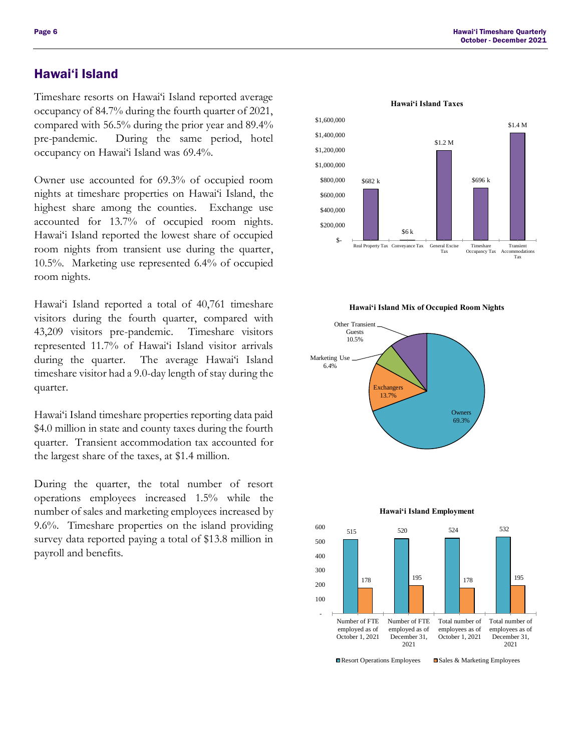## Hawai'i Island

Timeshare resorts on Hawai'i Island reported average occupancy of 84.7% during the fourth quarter of 2021, compared with 56.5% during the prior year and 89.4% pre-pandemic. During the same period, hotel occupancy on Hawai'i Island was 69.4%.

Owner use accounted for 69.3% of occupied room nights at timeshare properties on Hawai'i Island, the highest share among the counties. Exchange use accounted for 13.7% of occupied room nights. Hawai'i Island reported the lowest share of occupied room nights from transient use during the quarter, 10.5%. Marketing use represented 6.4% of occupied room nights.

Hawai'i Island reported a total of 40,761 timeshare visitors during the fourth quarter, compared with 43,209 visitors pre-pandemic. Timeshare visitors represented 11.7% of Hawai'i Island visitor arrivals during the quarter. The average Hawai'i Island timeshare visitor had a 9.0-day length of stay during the quarter.

Hawai'i Island timeshare properties reporting data paid $4.0 million in state and county taxes during the fourth quarter. Transient accommodation tax accounted for the largest share of the taxes, at $1.4 million.

During the quarter, the total number of resort operations employees increased 1.5% while the number of sales and marketing employees increased by 9.6%. Timeshare properties on the island providing survey data reported paying a total of $13.8 million in payroll and benefits.

**Hawai'i Island Taxes**

$1,600,000
$1,400,000
$1,200,000
$1,000,000
$800,000
$600,000
$400,000
$200,000
$-

Real Property Tax: $682 k
Conveyance Tax: $6 k
General Excise Tax: $1.2 M
Timeshare Occupancy Tax: $696 k
Transient Accommodations Tax: $1.4 M

**Hawai'i Island Mix of Occupied Room Nights**

Owners 69.3%
Exchangers 13.7%
Marketing Use 6.4%
Other Transient Guests 10.5%

**Hawai'i Island Employment**

600
500
400
300
200
100
-

Number of FTE employed as of October 1, 2021: 515, 178
Number of FTE employed as of December 31, 2021: 520, 195
Total number of employees as of October 1, 2021: 524, 178
Total number of employees as of December 31, 2021: 532, 195

Resort Operations Employees
Sales & Marketing Employees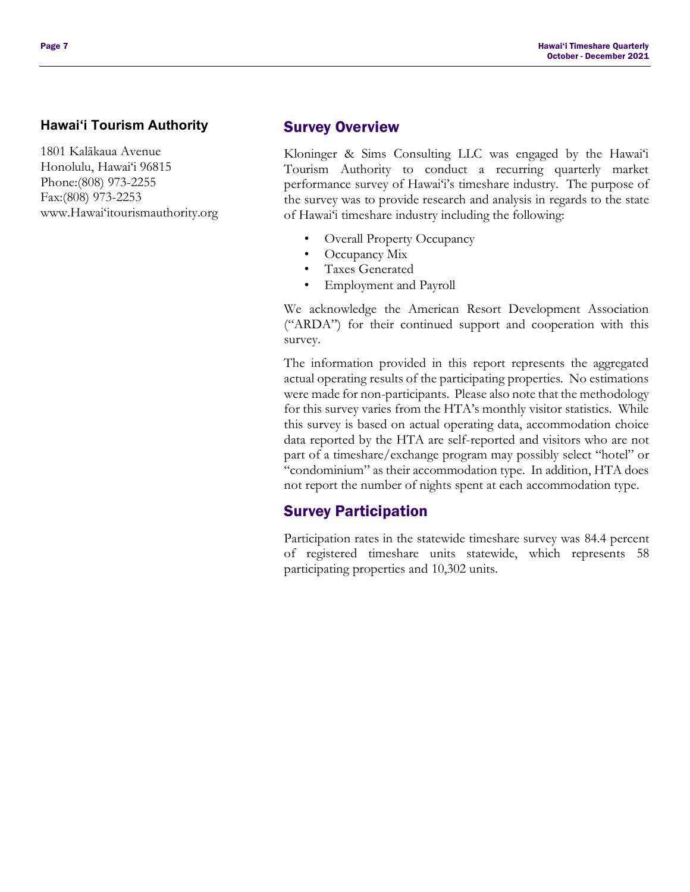## Hawaiʻi Tourism Authority

1801 Kalākaua Avenue
Honolulu, Hawaiʻi 96815
Phone:(808) 973-2255
Fax:(808) 973-2253
www.Hawaiʻitourismauthority.org

## Survey Overview

Kloninger & Sims Consulting LLC was engaged by the Hawaiʻi Tourism Authority to conduct a recurring quarterly market performance survey of Hawaiʻi's timeshare industry. The purpose of the survey was to provide research and analysis in regards to the state of Hawaiʻi timeshare industry including the following:

- Overall Property Occupancy
- Occupancy Mix
- Taxes Generated
- Employment and Payroll

We acknowledge the American Resort Development Association ("ARDA") for their continued support and cooperation with this survey.

The information provided in this report represents the aggregated actual operating results of the participating properties. No estimations were made for non-participants. Please also note that the methodology for this survey varies from the HTA's monthly visitor statistics. While this survey is based on actual operating data, accommodation choice data reported by the HTA are self-reported and visitors who are not part of a timeshare/exchange program may possibly select "hotel" or "condominium" as their accommodation type. In addition, HTA does not report the number of nights spent at each accommodation type.

## Survey Participation

Participation rates in the statewide timeshare survey was 84.4 percent of registered timeshare units statewide, which represents 58 participating properties and 10,302 units.